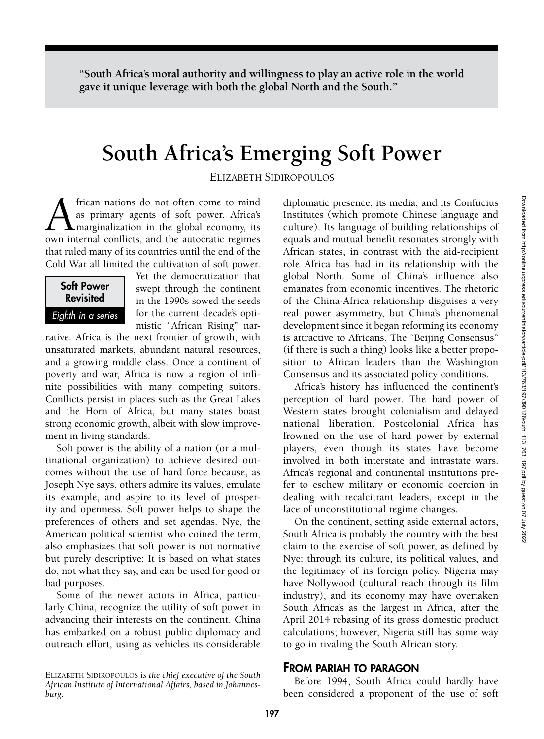"South Africa's moral authority and willingness to play an active role in the world gave it unique leverage with both the global North and the South."

# South Africa's Emerging Soft Power

ELIZABETH SIDIROPOULOS

**Soft Power Revisited**
*Eighth in a series*

African nations do not often come to mind as primary agents of soft power. Africa's marginalization in the global economy, its own internal conflicts, and the autocratic regimes that ruled many of its countries until the end of the Cold War all limited the cultivation of soft power. Yet the democratization that swept through the continent in the 1990s sowed the seeds for the current decade's optimistic "African Rising" narrative. Africa is the next frontier of growth, with unsaturated markets, abundant natural resources, and a growing middle class. Once a continent of poverty and war, Africa is now a region of infinite possibilities with many competing suitors. Conflicts persist in places such as the Great Lakes and the Horn of Africa, but many states boast strong economic growth, albeit with slow improvement in living standards.

Soft power is the ability of a nation (or a multinational organization) to achieve desired outcomes without the use of hard force because, as Joseph Nye says, others admire its values, emulate its example, and aspire to its level of prosperity and openness. Soft power helps to shape the preferences of others and set agendas. Nye, the American political scientist who coined the term, also emphasizes that soft power is not normative but purely descriptive: It is based on what states do, not what they say, and can be used for good or bad purposes.

Some of the newer actors in Africa, particularly China, recognize the utility of soft power in advancing their interests on the continent. China has embarked on a robust public diplomacy and outreach effort, using as vehicles its considerable diplomatic presence, its media, and its Confucius Institutes (which promote Chinese language and culture). Its language of building relationships of equals and mutual benefit resonates strongly with African states, in contrast with the aid-recipient role Africa has had in its relationship with the global North. Some of China's influence also emanates from economic incentives. The rhetoric of the China-Africa relationship disguises a very real power asymmetry, but China's phenomenal development since it began reforming its economy is attractive to Africans. The "Beijing Consensus" (if there is such a thing) looks like a better proposition to African leaders than the Washington Consensus and its associated policy conditions.

Africa's history has influenced the continent's perception of hard power. The hard power of Western states brought colonialism and delayed national liberation. Postcolonial Africa has frowned on the use of hard power by external players, even though its states have become involved in both interstate and intrastate wars. Africa's regional and continental institutions prefer to eschew military or economic coercion in dealing with recalcitrant leaders, except in the face of unconstitutional regime changes.

On the continent, setting aside external actors, South Africa is probably the country with the best claim to the exercise of soft power, as defined by Nye: through its culture, its political values, and the legitimacy of its foreign policy. Nigeria may have Nollywood (cultural reach through its film industry), and its economy may have overtaken South Africa's as the largest in Africa, after the April 2014 rebasing of its gross domestic product calculations; however, Nigeria still has some way to go in rivaling the South African story.

## FROM PARIAH TO PARAGON

Before 1994, South Africa could hardly have been considered a proponent of the use of soft

---

ELIZABETH SIDIROPOULOS *is the chief executive of the South African Institute of International Affairs, based in Johannesburg.*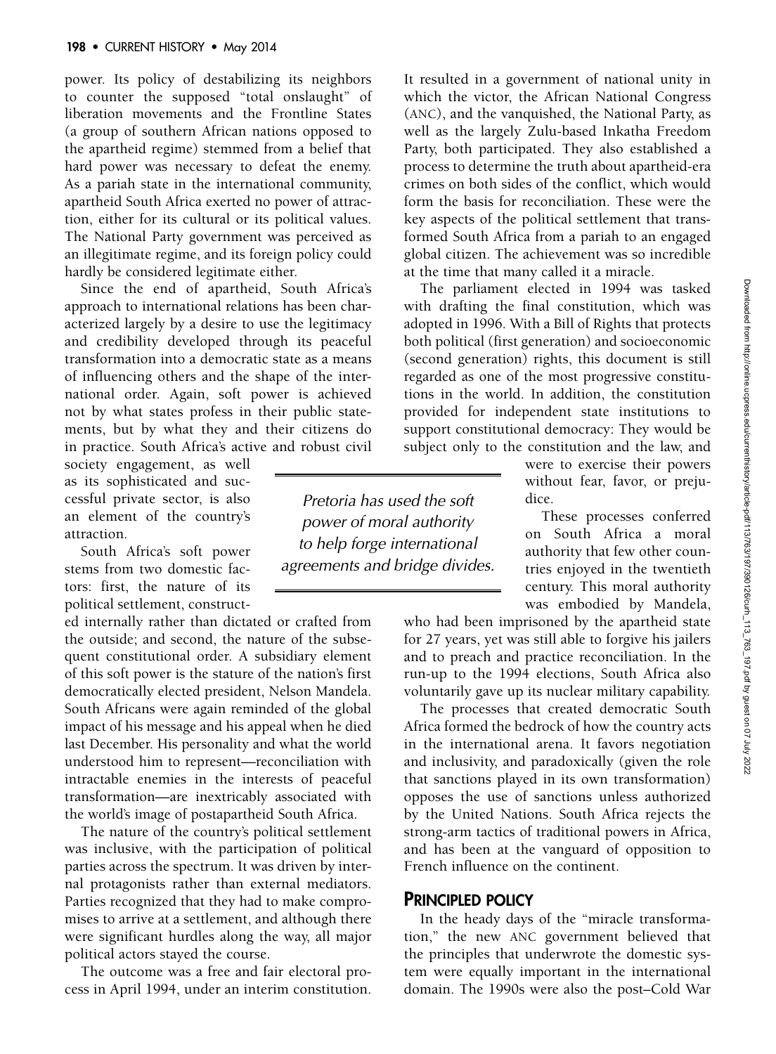power. Its policy of destabilizing its neighbors to counter the supposed "total onslaught" of liberation movements and the Frontline States (a group of southern African nations opposed to the apartheid regime) stemmed from a belief that hard power was necessary to defeat the enemy. As a pariah state in the international community, apartheid South Africa exerted no power of attraction, either for its cultural or its political values. The National Party government was perceived as an illegitimate regime, and its foreign policy could hardly be considered legitimate either.

Since the end of apartheid, South Africa's approach to international relations has been characterized largely by a desire to use the legitimacy and credibility developed through its peaceful transformation into a democratic state as a means of influencing others and the shape of the international order. Again, soft power is achieved not by what states profess in their public statements, but by what they and their citizens do in practice. South Africa's active and robust civil society engagement, as well as its sophisticated and successful private sector, is also an element of the country's attraction.

South Africa's soft power stems from two domestic factors: first, the nature of its political settlement, constructed internally rather than dictated or crafted from the outside; and second, the nature of the subsequent constitutional order. A subsidiary element of this soft power is the stature of the nation's first democratically elected president, Nelson Mandela. South Africans were again reminded of the global impact of his message and his appeal when he died last December. His personality and what the world understood him to represent—reconciliation with intractable enemies in the interests of peaceful transformation—are inextricably associated with the world's image of postapartheid South Africa.

The nature of the country's political settlement was inclusive, with the participation of political parties across the spectrum. It was driven by internal protagonists rather than external mediators. Parties recognized that they had to make compromises to arrive at a settlement, and although there were significant hurdles along the way, all major political actors stayed the course.

The outcome was a free and fair electoral process in April 1994, under an interim constitution. It resulted in a government of national unity in which the victor, the African National Congress (ANC), and the vanquished, the National Party, as well as the largely Zulu-based Inkatha Freedom Party, both participated. They also established a process to determine the truth about apartheid-era crimes on both sides of the conflict, which would form the basis for reconciliation. These were the key aspects of the political settlement that transformed South Africa from a pariah to an engaged global citizen. The achievement was so incredible at the time that many called it a miracle.

The parliament elected in 1994 was tasked with drafting the final constitution, which was adopted in 1996. With a Bill of Rights that protects both political (first generation) and socioeconomic (second generation) rights, this document is still regarded as one of the most progressive constitutions in the world. In addition, the constitution provided for independent state institutions to support constitutional democracy: They would be subject only to the constitution and the law, and were to exercise their powers without fear, favor, or prejudice.

*Pretoria has used the soft power of moral authority to help forge international agreements and bridge divides.*

These processes conferred on South Africa a moral authority that few other countries enjoyed in the twentieth century. This moral authority was embodied by Mandela, who had been imprisoned by the apartheid state for 27 years, yet was still able to forgive his jailers and to preach and practice reconciliation. In the run-up to the 1994 elections, South Africa also voluntarily gave up its nuclear military capability.

The processes that created democratic South Africa formed the bedrock of how the country acts in the international arena. It favors negotiation and inclusivity, and paradoxically (given the role that sanctions played in its own transformation) opposes the use of sanctions unless authorized by the United Nations. South Africa rejects the strong-arm tactics of traditional powers in Africa, and has been at the vanguard of opposition to French influence on the continent.

## PRINCIPLED POLICY

In the heady days of the "miracle transformation," the new ANC government believed that the principles that underwrote the domestic system were equally important in the international domain. The 1990s were also the post–Cold War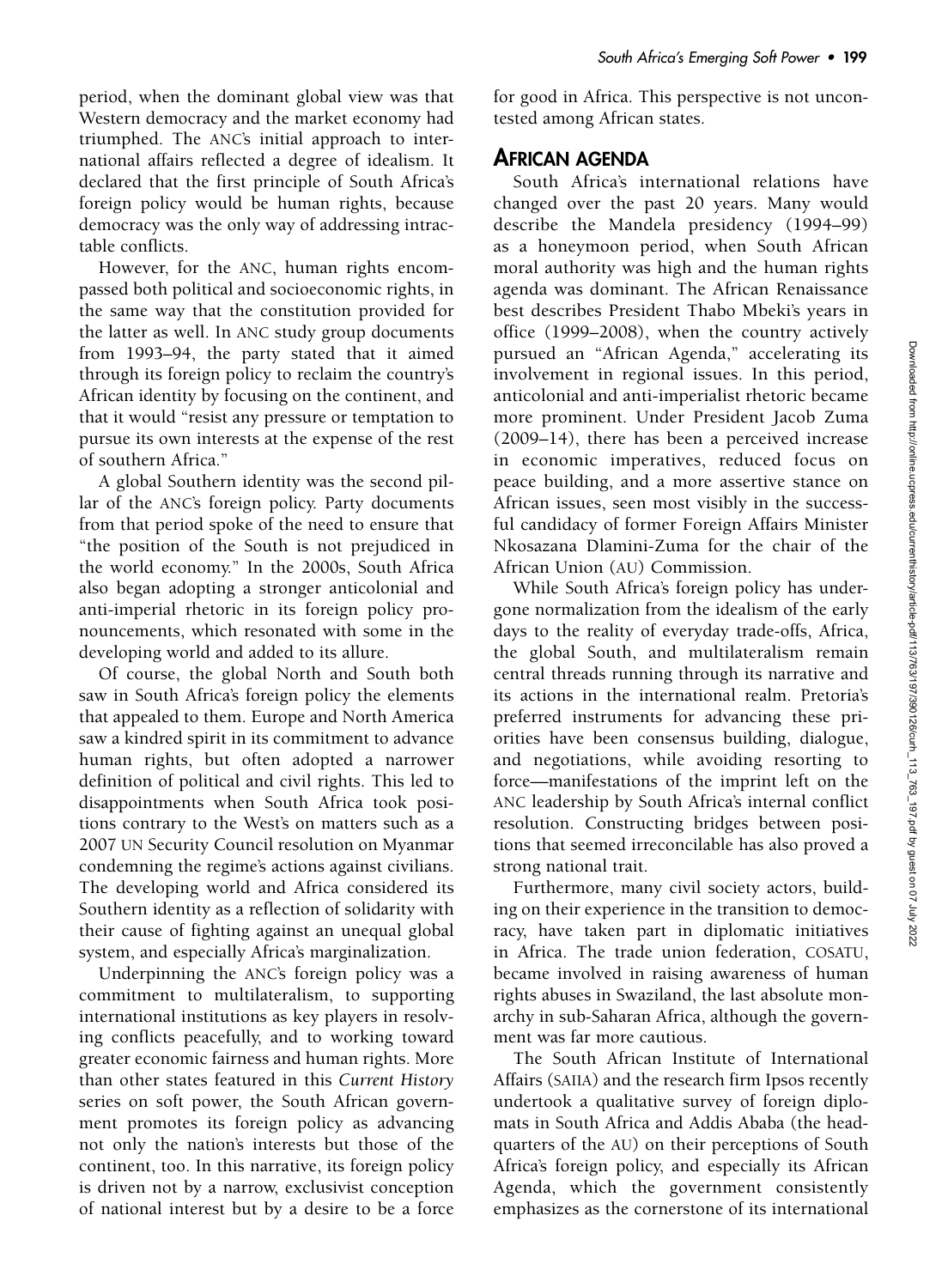period, when the dominant global view was that Western democracy and the market economy had triumphed. The ANC's initial approach to international affairs reflected a degree of idealism. It declared that the first principle of South Africa's foreign policy would be human rights, because democracy was the only way of addressing intractable conflicts.

However, for the ANC, human rights encompassed both political and socioeconomic rights, in the same way that the constitution provided for the latter as well. In ANC study group documents from 1993–94, the party stated that it aimed through its foreign policy to reclaim the country's African identity by focusing on the continent, and that it would "resist any pressure or temptation to pursue its own interests at the expense of the rest of southern Africa."

A global Southern identity was the second pillar of the ANC's foreign policy. Party documents from that period spoke of the need to ensure that "the position of the South is not prejudiced in the world economy." In the 2000s, South Africa also began adopting a stronger anticolonial and anti-imperial rhetoric in its foreign policy pronouncements, which resonated with some in the developing world and added to its allure.

Of course, the global North and South both saw in South Africa's foreign policy the elements that appealed to them. Europe and North America saw a kindred spirit in its commitment to advance human rights, but often adopted a narrower definition of political and civil rights. This led to disappointments when South Africa took positions contrary to the West's on matters such as a 2007 UN Security Council resolution on Myanmar condemning the regime's actions against civilians. The developing world and Africa considered its Southern identity as a reflection of solidarity with their cause of fighting against an unequal global system, and especially Africa's marginalization.

Underpinning the ANC's foreign policy was a commitment to multilateralism, to supporting international institutions as key players in resolving conflicts peacefully, and to working toward greater economic fairness and human rights. More than other states featured in this *Current History* series on soft power, the South African government promotes its foreign policy as advancing not only the nation's interests but those of the continent, too. In this narrative, its foreign policy is driven not by a narrow, exclusivist conception of national interest but by a desire to be a force for good in Africa. This perspective is not uncontested among African states.

## African Agenda

South Africa's international relations have changed over the past 20 years. Many would describe the Mandela presidency (1994–99) as a honeymoon period, when South African moral authority was high and the human rights agenda was dominant. The African Renaissance best describes President Thabo Mbeki's years in office (1999–2008), when the country actively pursued an "African Agenda," accelerating its involvement in regional issues. In this period, anticolonial and anti-imperialist rhetoric became more prominent. Under President Jacob Zuma (2009–14), there has been a perceived increase in economic imperatives, reduced focus on peace building, and a more assertive stance on African issues, seen most visibly in the successful candidacy of former Foreign Affairs Minister Nkosazana Dlamini-Zuma for the chair of the African Union (AU) Commission.

While South Africa's foreign policy has undergone normalization from the idealism of the early days to the reality of everyday trade-offs, Africa, the global South, and multilateralism remain central threads running through its narrative and its actions in the international realm. Pretoria's preferred instruments for advancing these priorities have been consensus building, dialogue, and negotiations, while avoiding resorting to force—manifestations of the imprint left on the ANC leadership by South Africa's internal conflict resolution. Constructing bridges between positions that seemed irreconcilable has also proved a strong national trait.

Furthermore, many civil society actors, building on their experience in the transition to democracy, have taken part in diplomatic initiatives in Africa. The trade union federation, COSATU, became involved in raising awareness of human rights abuses in Swaziland, the last absolute monarchy in sub-Saharan Africa, although the government was far more cautious.

The South African Institute of International Affairs (SAIIA) and the research firm Ipsos recently undertook a qualitative survey of foreign diplomats in South Africa and Addis Ababa (the headquarters of the AU) on their perceptions of South Africa's foreign policy, and especially its African Agenda, which the government consistently emphasizes as the cornerstone of its international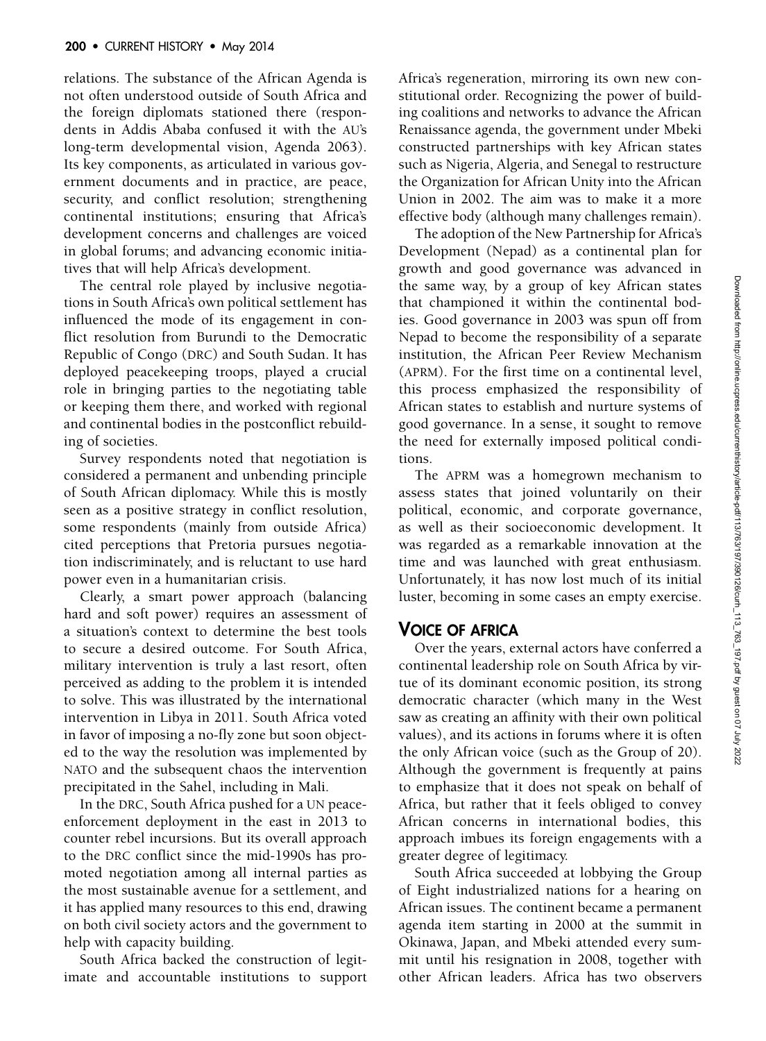relations. The substance of the African Agenda is not often understood outside of South Africa and the foreign diplomats stationed there (respondents in Addis Ababa confused it with the AU's long-term developmental vision, Agenda 2063). Its key components, as articulated in various government documents and in practice, are peace, security, and conflict resolution; strengthening continental institutions; ensuring that Africa's development concerns and challenges are voiced in global forums; and advancing economic initiatives that will help Africa's development.

The central role played by inclusive negotiations in South Africa's own political settlement has influenced the mode of its engagement in conflict resolution from Burundi to the Democratic Republic of Congo (DRC) and South Sudan. It has deployed peacekeeping troops, played a crucial role in bringing parties to the negotiating table or keeping them there, and worked with regional and continental bodies in the postconflict rebuilding of societies.

Survey respondents noted that negotiation is considered a permanent and unbending principle of South African diplomacy. While this is mostly seen as a positive strategy in conflict resolution, some respondents (mainly from outside Africa) cited perceptions that Pretoria pursues negotiation indiscriminately, and is reluctant to use hard power even in a humanitarian crisis.

Clearly, a smart power approach (balancing hard and soft power) requires an assessment of a situation's context to determine the best tools to secure a desired outcome. For South Africa, military intervention is truly a last resort, often perceived as adding to the problem it is intended to solve. This was illustrated by the international intervention in Libya in 2011. South Africa voted in favor of imposing a no-fly zone but soon objected to the way the resolution was implemented by NATO and the subsequent chaos the intervention precipitated in the Sahel, including in Mali.

In the DRC, South Africa pushed for a UN peace-enforcement deployment in the east in 2013 to counter rebel incursions. But its overall approach to the DRC conflict since the mid-1990s has promoted negotiation among all internal parties as the most sustainable avenue for a settlement, and it has applied many resources to this end, drawing on both civil society actors and the government to help with capacity building.

South Africa backed the construction of legitimate and accountable institutions to support Africa's regeneration, mirroring its own new constitutional order. Recognizing the power of building coalitions and networks to advance the African Renaissance agenda, the government under Mbeki constructed partnerships with key African states such as Nigeria, Algeria, and Senegal to restructure the Organization for African Unity into the African Union in 2002. The aim was to make it a more effective body (although many challenges remain).

The adoption of the New Partnership for Africa's Development (Nepad) as a continental plan for growth and good governance was advanced in the same way, by a group of key African states that championed it within the continental bodies. Good governance in 2003 was spun off from Nepad to become the responsibility of a separate institution, the African Peer Review Mechanism (APRM). For the first time on a continental level, this process emphasized the responsibility of African states to establish and nurture systems of good governance. In a sense, it sought to remove the need for externally imposed political conditions.

The APRM was a homegrown mechanism to assess states that joined voluntarily on their political, economic, and corporate governance, as well as their socioeconomic development. It was regarded as a remarkable innovation at the time and was launched with great enthusiasm. Unfortunately, it has now lost much of its initial luster, becoming in some cases an empty exercise.

## VOICE OF AFRICA

Over the years, external actors have conferred a continental leadership role on South Africa by virtue of its dominant economic position, its strong democratic character (which many in the West saw as creating an affinity with their own political values), and its actions in forums where it is often the only African voice (such as the Group of 20). Although the government is frequently at pains to emphasize that it does not speak on behalf of Africa, but rather that it feels obliged to convey African concerns in international bodies, this approach imbues its foreign engagements with a greater degree of legitimacy.

South Africa succeeded at lobbying the Group of Eight industrialized nations for a hearing on African issues. The continent became a permanent agenda item starting in 2000 at the summit in Okinawa, Japan, and Mbeki attended every summit until his resignation in 2008, together with other African leaders. Africa has two observers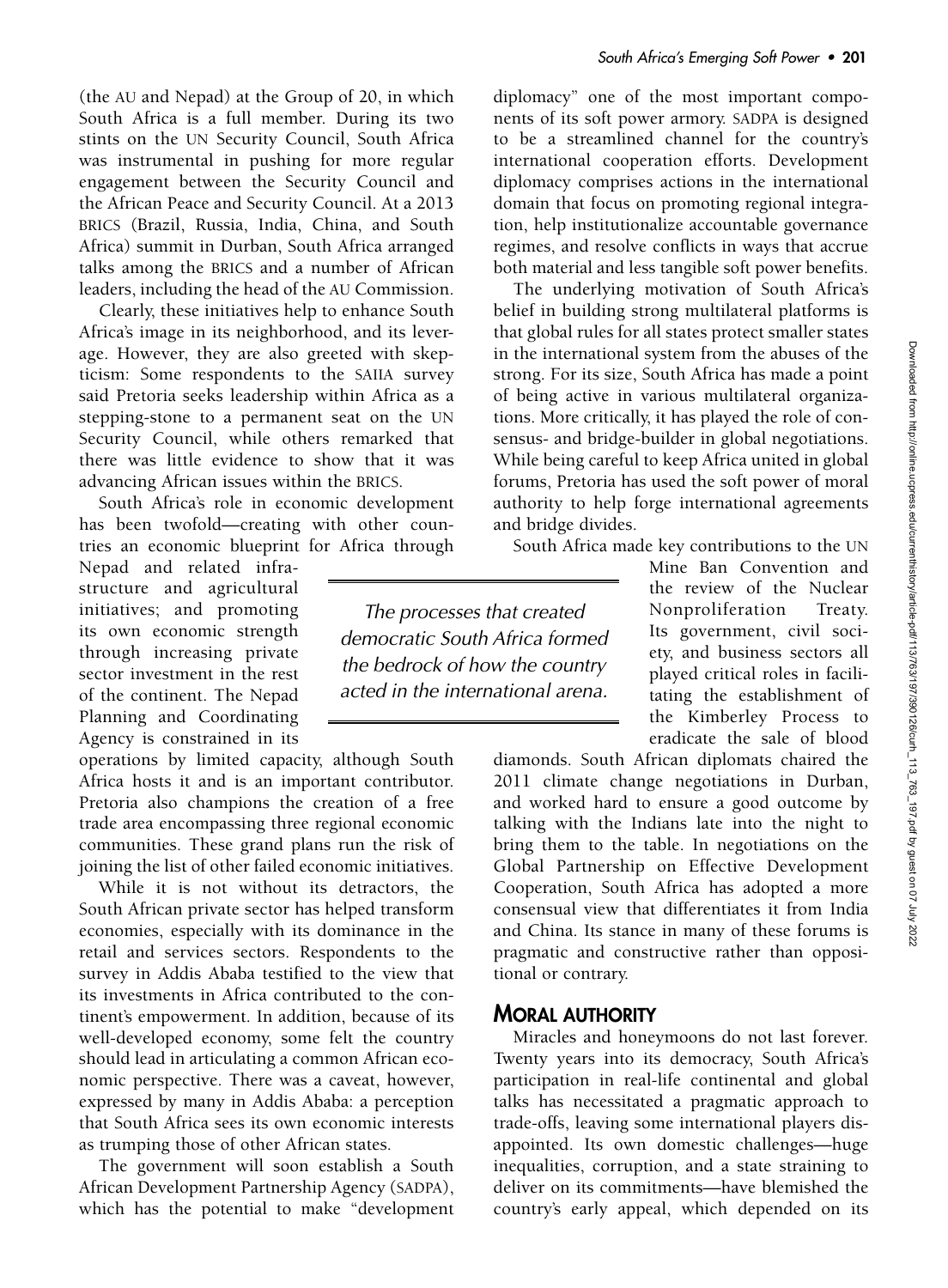(the AU and Nepad) at the Group of 20, in which South Africa is a full member. During its two stints on the UN Security Council, South Africa was instrumental in pushing for more regular engagement between the Security Council and the African Peace and Security Council. At a 2013 BRICS (Brazil, Russia, India, China, and South Africa) summit in Durban, South Africa arranged talks among the BRICS and a number of African leaders, including the head of the AU Commission.

Clearly, these initiatives help to enhance South Africa's image in its neighborhood, and its leverage. However, they are also greeted with skepticism: Some respondents to the SAIIA survey said Pretoria seeks leadership within Africa as a stepping-stone to a permanent seat on the UN Security Council, while others remarked that there was little evidence to show that it was advancing African issues within the BRICS.

South Africa's role in economic development has been twofold—creating with other countries an economic blueprint for Africa through Nepad and related infrastructure and agricultural initiatives; and promoting its own economic strength through increasing private sector investment in the rest of the continent. The Nepad Planning and Coordinating Agency is constrained in its operations by limited capacity, although South Africa hosts it and is an important contributor. Pretoria also champions the creation of a free trade area encompassing three regional economic communities. These grand plans run the risk of joining the list of other failed economic initiatives.

> *The processes that created democratic South Africa formed the bedrock of how the country acted in the international arena.*

While it is not without its detractors, the South African private sector has helped transform economies, especially with its dominance in the retail and services sectors. Respondents to the survey in Addis Ababa testified to the view that its investments in Africa contributed to the continent's empowerment. In addition, because of its well-developed economy, some felt the country should lead in articulating a common African economic perspective. There was a caveat, however, expressed by many in Addis Ababa: a perception that South Africa sees its own economic interests as trumping those of other African states.

The government will soon establish a South African Development Partnership Agency (SADPA), which has the potential to make "development diplomacy" one of the most important components of its soft power armory. SADPA is designed to be a streamlined channel for the country's international cooperation efforts. Development diplomacy comprises actions in the international domain that focus on promoting regional integration, help institutionalize accountable governance regimes, and resolve conflicts in ways that accrue both material and less tangible soft power benefits.

The underlying motivation of South Africa's belief in building strong multilateral platforms is that global rules for all states protect smaller states in the international system from the abuses of the strong. For its size, South Africa has made a point of being active in various multilateral organizations. More critically, it has played the role of consensus- and bridge-builder in global negotiations. While being careful to keep Africa united in global forums, Pretoria has used the soft power of moral authority to help forge international agreements and bridge divides.

South Africa made key contributions to the UN Mine Ban Convention and the review of the Nuclear Nonproliferation Treaty. Its government, civil society, and business sectors all played critical roles in facilitating the establishment of the Kimberley Process to eradicate the sale of blood diamonds. South African diplomats chaired the 2011 climate change negotiations in Durban, and worked hard to ensure a good outcome by talking with the Indians late into the night to bring them to the table. In negotiations on the Global Partnership on Effective Development Cooperation, South Africa has adopted a more consensual view that differentiates it from India and China. Its stance in many of these forums is pragmatic and constructive rather than oppositional or contrary.

## Moral Authority

Miracles and honeymoons do not last forever. Twenty years into its democracy, South Africa's participation in real-life continental and global talks has necessitated a pragmatic approach to trade-offs, leaving some international players disappointed. Its own domestic challenges—huge inequalities, corruption, and a state straining to deliver on its commitments—have blemished the country's early appeal, which depended on its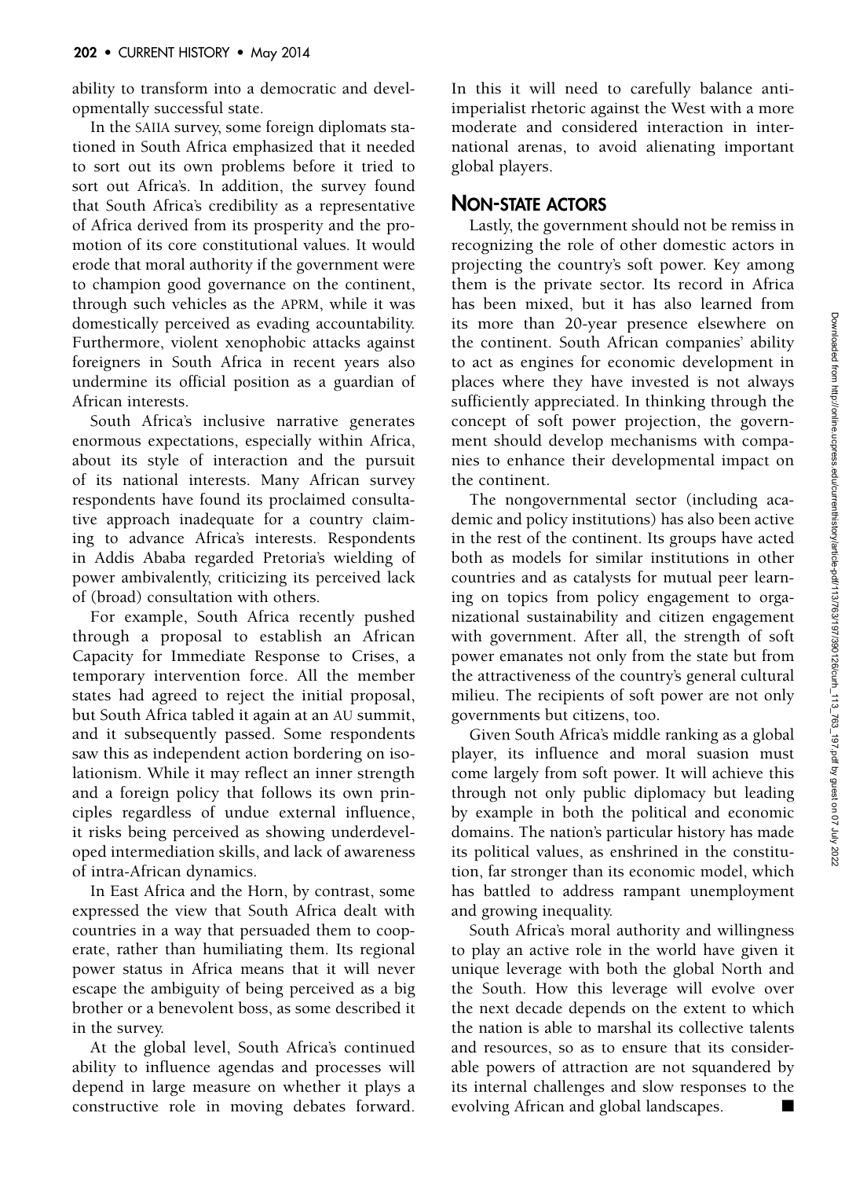ability to transform into a democratic and developmentally successful state.

In the SAIIA survey, some foreign diplomats stationed in South Africa emphasized that it needed to sort out its own problems before it tried to sort out Africa's. In addition, the survey found that South Africa's credibility as a representative of Africa derived from its prosperity and the promotion of its core constitutional values. It would erode that moral authority if the government were to champion good governance on the continent, through such vehicles as the APRM, while it was domestically perceived as evading accountability. Furthermore, violent xenophobic attacks against foreigners in South Africa in recent years also undermine its official position as a guardian of African interests.

South Africa's inclusive narrative generates enormous expectations, especially within Africa, about its style of interaction and the pursuit of its national interests. Many African survey respondents have found its proclaimed consultative approach inadequate for a country claiming to advance Africa's interests. Respondents in Addis Ababa regarded Pretoria's wielding of power ambivalently, criticizing its perceived lack of (broad) consultation with others.

For example, South Africa recently pushed through a proposal to establish an African Capacity for Immediate Response to Crises, a temporary intervention force. All the member states had agreed to reject the initial proposal, but South Africa tabled it again at an AU summit, and it subsequently passed. Some respondents saw this as independent action bordering on isolationism. While it may reflect an inner strength and a foreign policy that follows its own principles regardless of undue external influence, it risks being perceived as showing underdeveloped intermediation skills, and lack of awareness of intra-African dynamics.

In East Africa and the Horn, by contrast, some expressed the view that South Africa dealt with countries in a way that persuaded them to cooperate, rather than humiliating them. Its regional power status in Africa means that it will never escape the ambiguity of being perceived as a big brother or a benevolent boss, as some described it in the survey.

At the global level, South Africa's continued ability to influence agendas and processes will depend in large measure on whether it plays a constructive role in moving debates forward. In this it will need to carefully balance anti-imperialist rhetoric against the West with a more moderate and considered interaction in international arenas, to avoid alienating important global players.

## Non-state actors

Lastly, the government should not be remiss in recognizing the role of other domestic actors in projecting the country's soft power. Key among them is the private sector. Its record in Africa has been mixed, but it has also learned from its more than 20-year presence elsewhere on the continent. South African companies' ability to act as engines for economic development in places where they have invested is not always sufficiently appreciated. In thinking through the concept of soft power projection, the government should develop mechanisms with companies to enhance their developmental impact on the continent.

The nongovernmental sector (including academic and policy institutions) has also been active in the rest of the continent. Its groups have acted both as models for similar institutions in other countries and as catalysts for mutual peer learning on topics from policy engagement to organizational sustainability and citizen engagement with government. After all, the strength of soft power emanates not only from the state but from the attractiveness of the country's general cultural milieu. The recipients of soft power are not only governments but citizens, too.

Given South Africa's middle ranking as a global player, its influence and moral suasion must come largely from soft power. It will achieve this through not only public diplomacy but leading by example in both the political and economic domains. The nation's particular history has made its political values, as enshrined in the constitution, far stronger than its economic model, which has battled to address rampant unemployment and growing inequality.

South Africa's moral authority and willingness to play an active role in the world have given it unique leverage with both the global North and the South. How this leverage will evolve over the next decade depends on the extent to which the nation is able to marshal its collective talents and resources, so as to ensure that its considerable powers of attraction are not squandered by its internal challenges and slow responses to the evolving African and global landscapes. ■